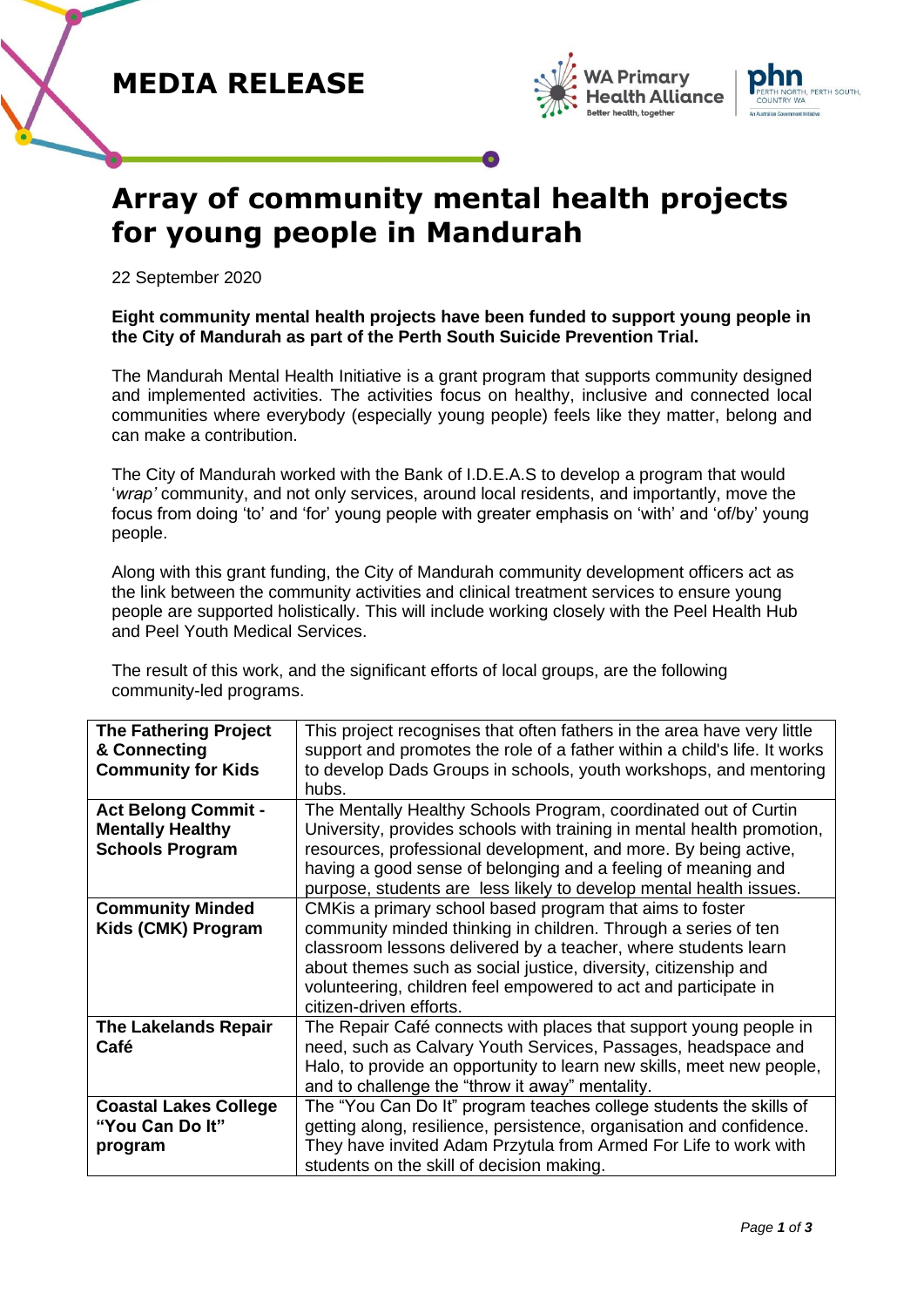MEDIA RELEASE

WA Primary Health Alliance
Better health, together

phn PERTH NORTH, PERTH SOUTH, COUNTRY WA
An Australian Government Initiative

# Array of community mental health projects for young people in Mandurah

22 September 2020

**Eight community mental health projects have been funded to support young people in the City of Mandurah as part of the Perth South Suicide Prevention Trial.**

The Mandurah Mental Health Initiative is a grant program that supports community designed and implemented activities. The activities focus on healthy, inclusive and connected local communities where everybody (especially young people) feels like they matter, belong and can make a contribution.

The City of Mandurah worked with the Bank of I.D.E.A.S to develop a program that would '*wrap'* community, and not only services, around local residents, and importantly, move the focus from doing 'to' and 'for' young people with greater emphasis on 'with' and 'of/by' young people.

Along with this grant funding, the City of Mandurah community development officers act as the link between the community activities and clinical treatment services to ensure young people are supported holistically. This will include working closely with the Peel Health Hub and Peel Youth Medical Services.

The result of this work, and the significant efforts of local groups, are the following community-led programs.

| | |
|---|---|
| **The Fathering Project & Connecting Community for Kids** | This project recognises that often fathers in the area have very little support and promotes the role of a father within a child's life. It works to develop Dads Groups in schools, youth workshops, and mentoring hubs. |
| **Act Belong Commit - Mentally Healthy Schools Program** | The Mentally Healthy Schools Program, coordinated out of Curtin University, provides schools with training in mental health promotion, resources, professional development, and more. By being active, having a good sense of belonging and a feeling of meaning and purpose, students are less likely to develop mental health issues. |
| **Community Minded Kids (CMK) Program** | CMKis a primary school based program that aims to foster community minded thinking in children. Through a series of ten classroom lessons delivered by a teacher, where students learn about themes such as social justice, diversity, citizenship and volunteering, children feel empowered to act and participate in citizen-driven efforts. |
| **The Lakelands Repair Café** | The Repair Café connects with places that support young people in need, such as Calvary Youth Services, Passages, headspace and Halo, to provide an opportunity to learn new skills, meet new people, and to challenge the "throw it away" mentality. |
| **Coastal Lakes College "You Can Do It" program** | The "You Can Do It" program teaches college students the skills of getting along, resilience, persistence, organisation and confidence. They have invited Adam Przytula from Armed For Life to work with students on the skill of decision making. |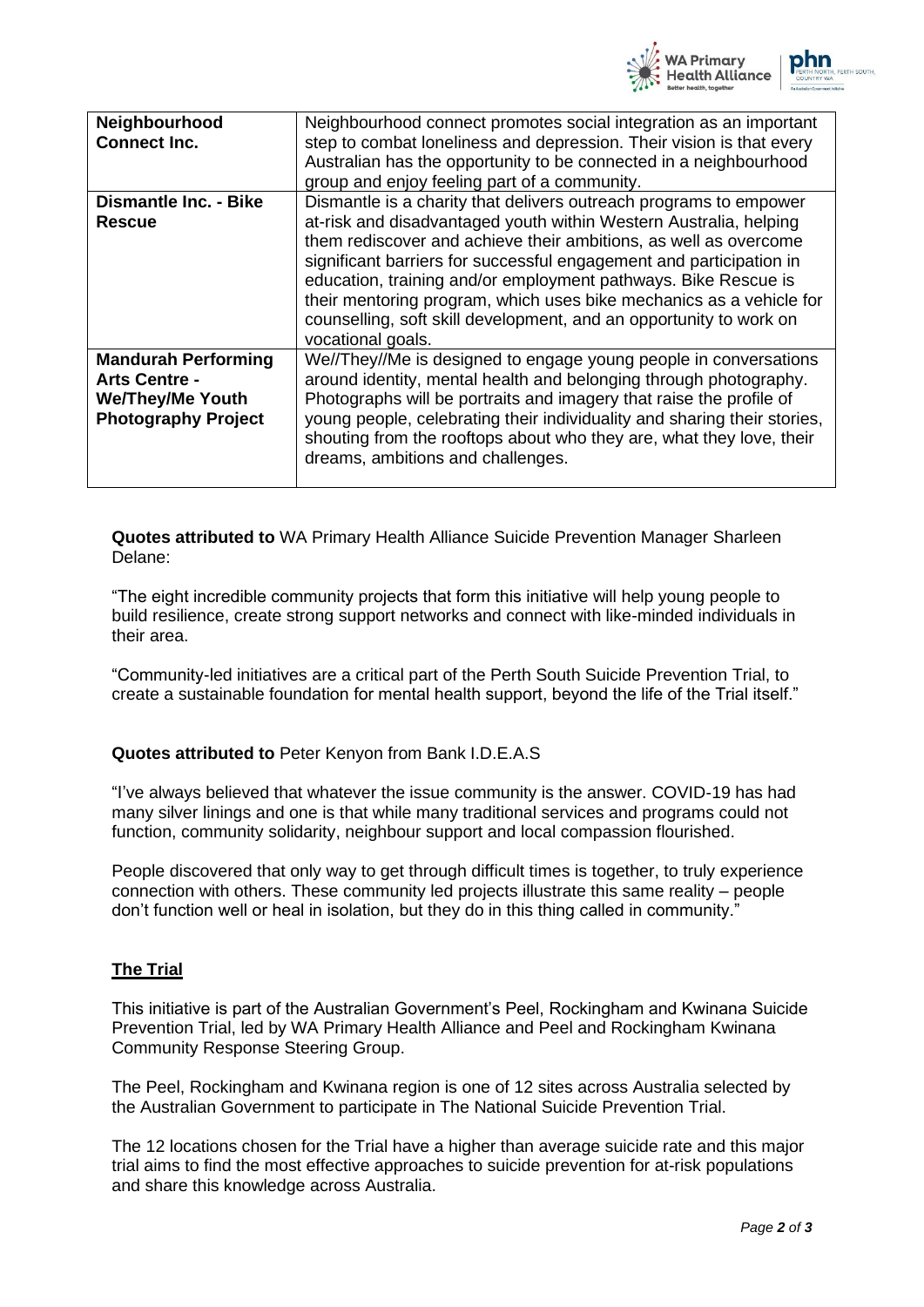| | |
|---|---|
| **Neighbourhood Connect Inc.** | Neighbourhood connect promotes social integration as an important step to combat loneliness and depression. Their vision is that every Australian has the opportunity to be connected in a neighbourhood group and enjoy feeling part of a community. |
| **Dismantle Inc. - Bike Rescue** | Dismantle is a charity that delivers outreach programs to empower at-risk and disadvantaged youth within Western Australia, helping them rediscover and achieve their ambitions, as well as overcome significant barriers for successful engagement and participation in education, training and/or employment pathways. Bike Rescue is their mentoring program, which uses bike mechanics as a vehicle for counselling, soft skill development, and an opportunity to work on vocational goals. |
| **Mandurah Performing Arts Centre - We/They/Me Youth Photography Project** | We//They//Me is designed to engage young people in conversations around identity, mental health and belonging through photography. Photographs will be portraits and imagery that raise the profile of young people, celebrating their individuality and sharing their stories, shouting from the rooftops about who they are, what they love, their dreams, ambitions and challenges. |

**Quotes attributed to** WA Primary Health Alliance Suicide Prevention Manager Sharleen Delane:

"The eight incredible community projects that form this initiative will help young people to build resilience, create strong support networks and connect with like-minded individuals in their area.

"Community-led initiatives are a critical part of the Perth South Suicide Prevention Trial, to create a sustainable foundation for mental health support, beyond the life of the Trial itself."

**Quotes attributed to** Peter Kenyon from Bank I.D.E.A.S

"I've always believed that whatever the issue community is the answer. COVID-19 has had many silver linings and one is that while many traditional services and programs could not function, community solidarity, neighbour support and local compassion flourished.

People discovered that only way to get through difficult times is together, to truly experience connection with others. These community led projects illustrate this same reality – people don't function well or heal in isolation, but they do in this thing called in community."

## The Trial

This initiative is part of the Australian Government's Peel, Rockingham and Kwinana Suicide Prevention Trial, led by WA Primary Health Alliance and Peel and Rockingham Kwinana Community Response Steering Group.

The Peel, Rockingham and Kwinana region is one of 12 sites across Australia selected by the Australian Government to participate in The National Suicide Prevention Trial.

The 12 locations chosen for the Trial have a higher than average suicide rate and this major trial aims to find the most effective approaches to suicide prevention for at-risk populations and share this knowledge across Australia.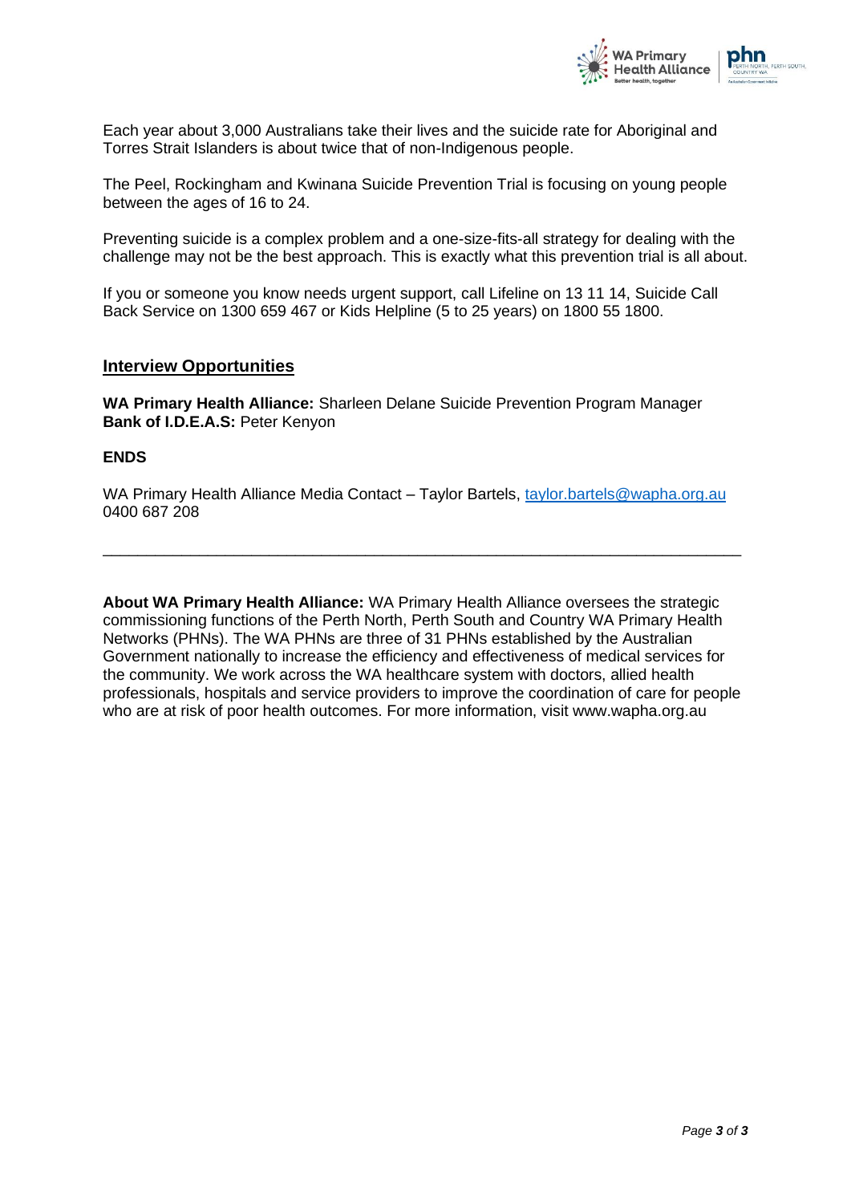Each year about 3,000 Australians take their lives and the suicide rate for Aboriginal and Torres Strait Islanders is about twice that of non-Indigenous people.

The Peel, Rockingham and Kwinana Suicide Prevention Trial is focusing on young people between the ages of 16 to 24.

Preventing suicide is a complex problem and a one-size-fits-all strategy for dealing with the challenge may not be the best approach. This is exactly what this prevention trial is all about.

If you or someone you know needs urgent support, call Lifeline on 13 11 14, Suicide Call Back Service on 1300 659 467 or Kids Helpline (5 to 25 years) on 1800 55 1800.

## Interview Opportunities

**WA Primary Health Alliance:** Sharleen Delane Suicide Prevention Program Manager
**Bank of I.D.E.A.S:** Peter Kenyon

**ENDS**

WA Primary Health Alliance Media Contact – Taylor Bartels, taylor.bartels@wapha.org.au 0400 687 208

---

**About WA Primary Health Alliance:** WA Primary Health Alliance oversees the strategic commissioning functions of the Perth North, Perth South and Country WA Primary Health Networks (PHNs). The WA PHNs are three of 31 PHNs established by the Australian Government nationally to increase the efficiency and effectiveness of medical services for the community. We work across the WA healthcare system with doctors, allied health professionals, hospitals and service providers to improve the coordination of care for people who are at risk of poor health outcomes. For more information, visit www.wapha.org.au